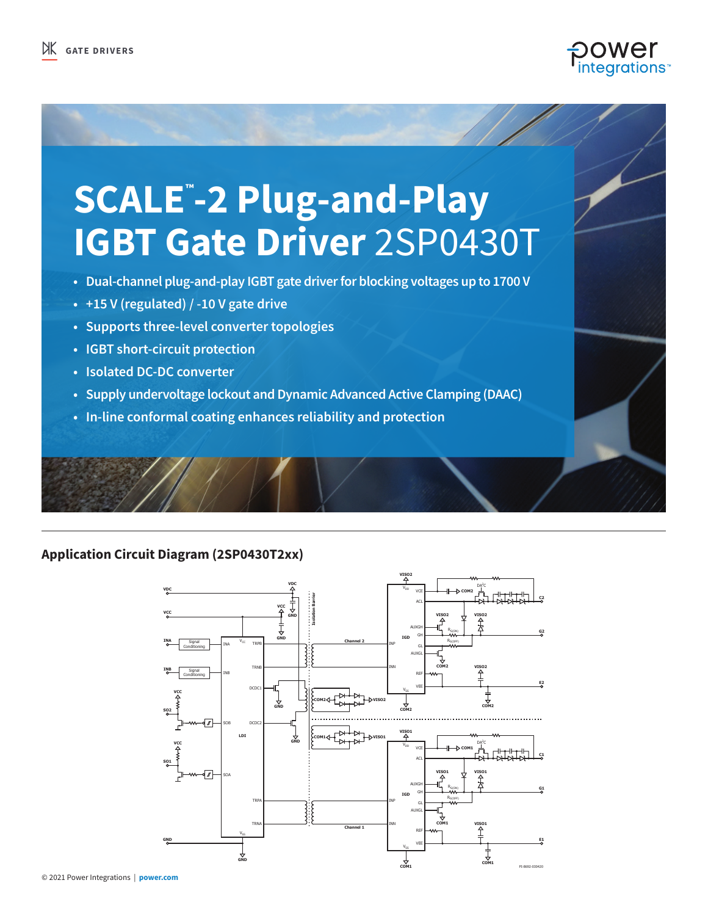GATE DRIVERS

# SCALE™-2 Plug-and-Play IGBT Gate Driver 2SP0430T

- Dual-channel plug-and-play IGBT gate driver for blocking voltages up to 1700 V
- +15 V (regulated) / -10 V gate drive
- Supports three-level converter topologies
- IGBT short-circuit protection
- Isolated DC-DC converter
- Supply undervoltage lockout and Dynamic Advanced Active Clamping (DAAC)
- In-line conformal coating enhances reliability and protection

## Application Circuit Diagram (2SP0430T2xx)

© 2021 Power Integrations | power.com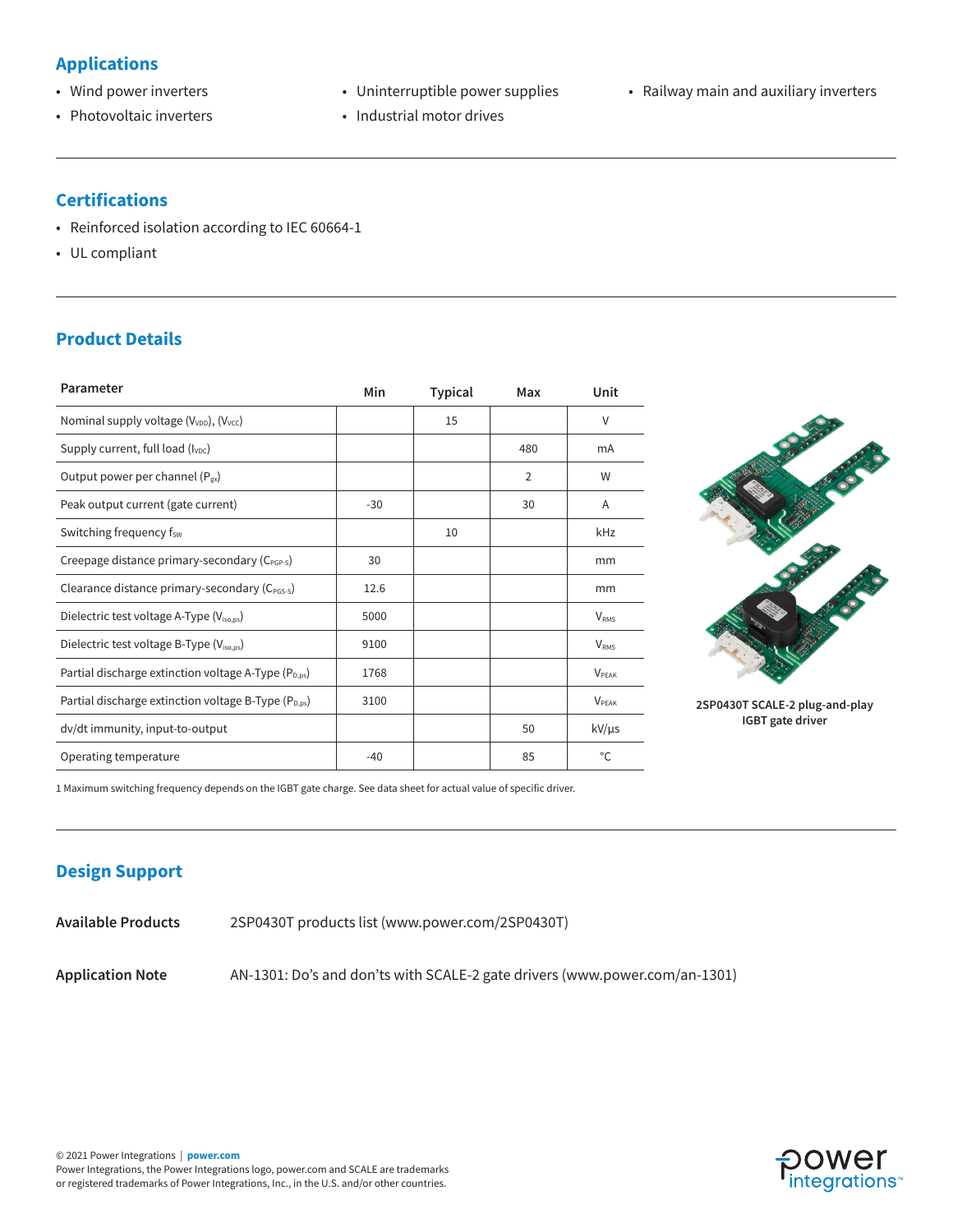## Applications

- Wind power inverters
- Photovoltaic inverters
- Uninterruptible power supplies
- Industrial motor drives
- Railway main and auxiliary inverters

## Certifications

- Reinforced isolation according to IEC 60664-1
- UL compliant

## Product Details

| Parameter | Min | Typical | Max | Unit |
|---|---|---|---|---|
| Nominal supply voltage ($V_{VDD}$), ($V_{VCC}$) | | 15 | | V |
| Supply current, full load ($I_{VDC}$) | | | 480 | mA |
| Output power per channel ($P_{gx}$) | | | 2 | W |
| Peak output current (gate current) | -30 | | 30 | A |
| Switching frequency $f_{SW}$ | | 10 | | kHz |
| Creepage distance primary-secondary ($C_{PGP-S}$) | 30 | | | mm |
| Clearance distance primary-secondary ($C_{PGS-S}$) | 12.6 | | | mm |
| Dielectric test voltage A-Type ($V_{iso,ps}$) | 5000 | | | $V_{RMS}$ |
| Dielectric test voltage B-Type ($V_{iso,ps}$) | 9100 | | | $V_{RMS}$ |
| Partial discharge extinction voltage A-Type ($P_{D,ps}$) | 1768 | | | $V_{PEAK}$ |
| Partial discharge extinction voltage B-Type ($P_{D,ps}$) | 3100 | | | $V_{PEAK}$ |
| dv/dt immunity, input-to-output | | | 50 | kV/μs |
| Operating temperature | -40 | | 85 | °C |

1 Maximum switching frequency depends on the IGBT gate charge. See data sheet for actual value of specific driver.

2SP0430T SCALE-2 plug-and-play IGBT gate driver

## Design Support

**Available Products** 2SP0430T products list (www.power.com/2SP0430T)

**Application Note** AN-1301: Do's and don'ts with SCALE-2 gate drivers (www.power.com/an-1301)

© 2021 Power Integrations | power.com
Power Integrations, the Power Integrations logo, power.com and SCALE are trademarks or registered trademarks of Power Integrations, Inc., in the U.S. and/or other countries.